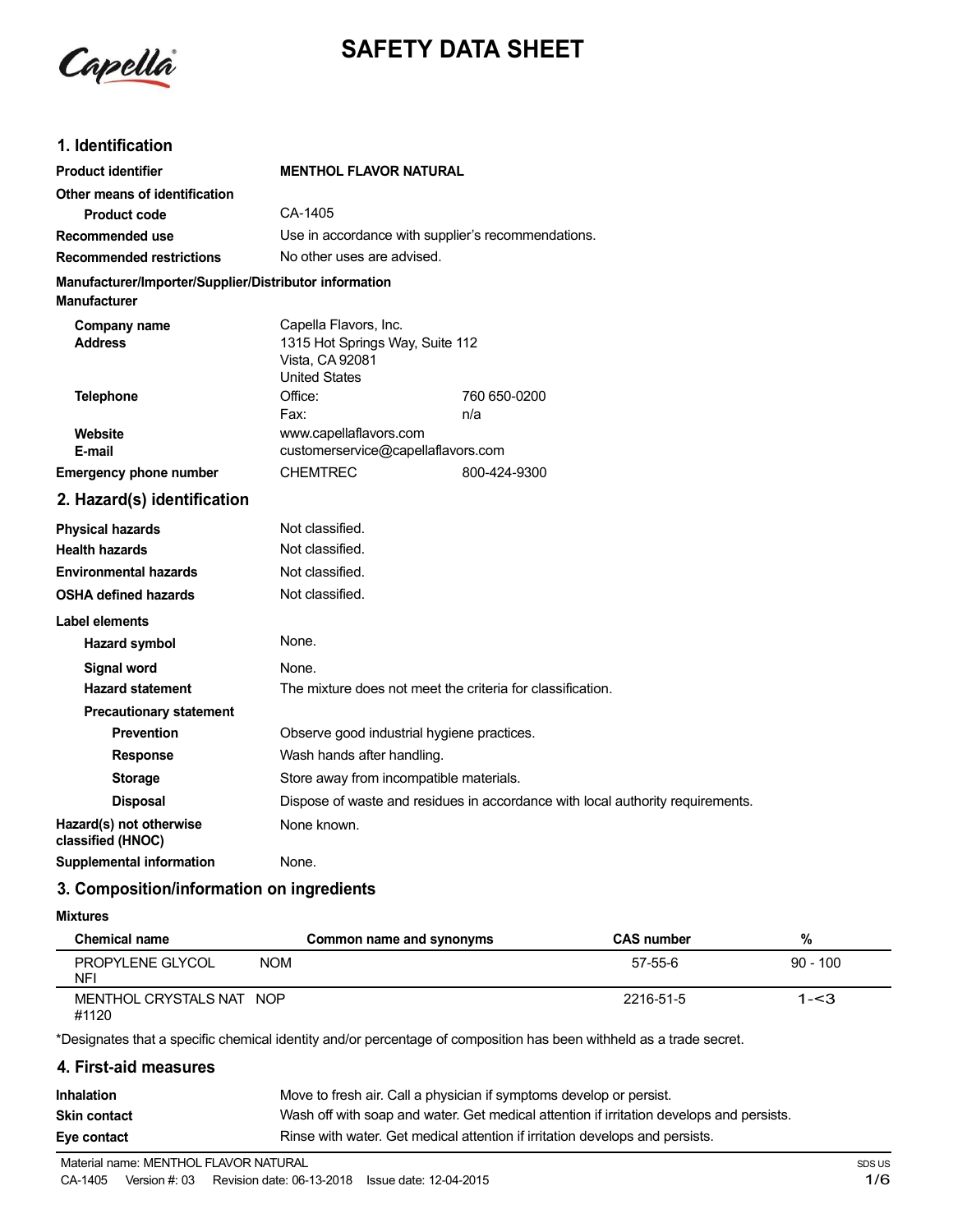# SAFETY DATA SHEET

## 1. Identification

| | |
|---|---|
| **Product identifier** | **MENTHOL FLAVOR NATURAL** |
| **Other means of identification** | |
| **Product code** | CA-1405 |
| **Recommended use** | Use in accordance with supplier's recommendations. |
| **Recommended restrictions** | No other uses are advised. |

**Manufacturer/Importer/Supplier/Distributor information**

**Manufacturer**

| | | |
|---|---|---|
| **Company name** | Capella Flavors, Inc. | |
| **Address** | 1315 Hot Springs Way, Suite 112<br>Vista, CA 92081<br>United States | |
| **Telephone** | Office: | 760 650-0200 |
| | Fax: | n/a |
| **Website** | www.capellaflavors.com | |
| **E-mail** | customerservice@capellaflavors.com | |
| **Emergency phone number** | CHEMTREC | 800-424-9300 |

## 2. Hazard(s) identification

| | |
|---|---|
| **Physical hazards** | Not classified. |
| **Health hazards** | Not classified. |
| **Environmental hazards** | Not classified. |
| **OSHA defined hazards** | Not classified. |

**Label elements**

| | |
|---|---|
| **Hazard symbol** | None. |
| **Signal word** | None. |
| **Hazard statement** | The mixture does not meet the criteria for classification. |
| **Precautionary statement** | |
| **Prevention** | Observe good industrial hygiene practices. |
| **Response** | Wash hands after handling. |
| **Storage** | Store away from incompatible materials. |
| **Disposal** | Dispose of waste and residues in accordance with local authority requirements. |
| **Hazard(s) not otherwise classified (HNOC)** | None known. |
| **Supplemental information** | None. |

## 3. Composition/information on ingredients

**Mixtures**

| Chemical name | Common name and synonyms | CAS number | % |
|---|---|---|---|
| PROPYLENE GLYCOL NFI | NOM | 57-55-6 | 90 - 100 |
| MENTHOL CRYSTALS NAT #1120 | NOP | 2216-51-5 | 1-<3 |

*Designates that a specific chemical identity and/or percentage of composition has been withheld as a trade secret.

## 4. First-aid measures

| | |
|---|---|
| **Inhalation** | Move to fresh air. Call a physician if symptoms develop or persist. |
| **Skin contact** | Wash off with soap and water. Get medical attention if irritation develops and persists. |
| **Eye contact** | Rinse with water. Get medical attention if irritation develops and persists. |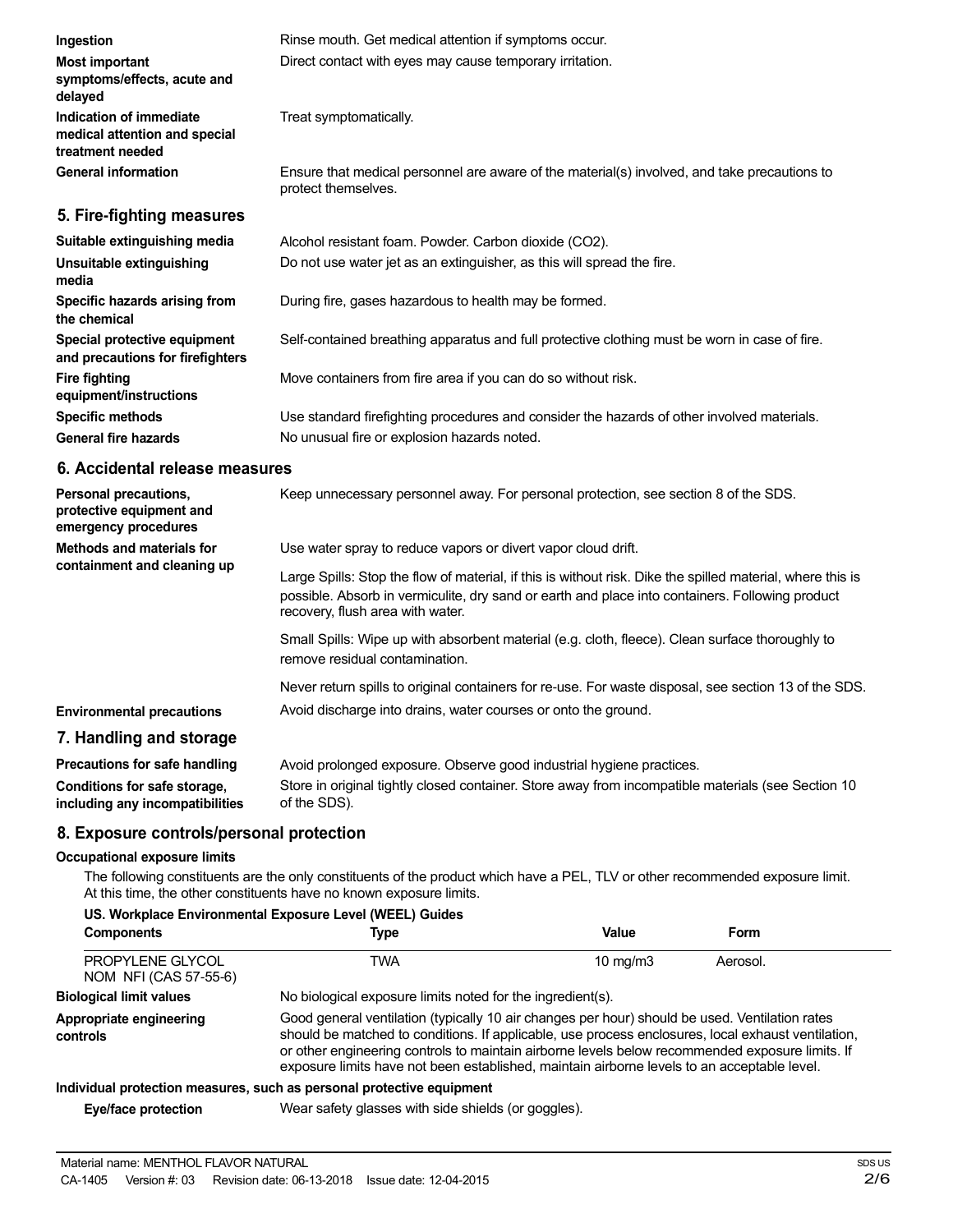| | |
|---|---|
| **Ingestion** | Rinse mouth. Get medical attention if symptoms occur. |
| **Most important symptoms/effects, acute and delayed** | Direct contact with eyes may cause temporary irritation. |
| **Indication of immediate medical attention and special treatment needed** | Treat symptomatically. |
| **General information** | Ensure that medical personnel are aware of the material(s) involved, and take precautions to protect themselves. |

## 5. Fire-fighting measures

| | |
|---|---|
| **Suitable extinguishing media** | Alcohol resistant foam. Powder. Carbon dioxide ($CO_2$). |
| **Unsuitable extinguishing media** | Do not use water jet as an extinguisher, as this will spread the fire. |
| **Specific hazards arising from the chemical** | During fire, gases hazardous to health may be formed. |
| **Special protective equipment and precautions for firefighters** | Self-contained breathing apparatus and full protective clothing must be worn in case of fire. |
| **Fire fighting equipment/instructions** | Move containers from fire area if you can do so without risk. |
| **Specific methods** | Use standard firefighting procedures and consider the hazards of other involved materials. |
| **General fire hazards** | No unusual fire or explosion hazards noted. |

## 6. Accidental release measures

**Personal precautions, protective equipment and emergency procedures**

Keep unnecessary personnel away. For personal protection, see section 8 of the SDS.

**Methods and materials for containment and cleaning up**

Use water spray to reduce vapors or divert vapor cloud drift.

Large Spills: Stop the flow of material, if this is without risk. Dike the spilled material, where this is possible. Absorb in vermiculite, dry sand or earth and place into containers. Following product recovery, flush area with water.

Small Spills: Wipe up with absorbent material (e.g. cloth, fleece). Clean surface thoroughly to remove residual contamination.

Never return spills to original containers for re-use. For waste disposal, see section 13 of the SDS.

**Environmental precautions**

Avoid discharge into drains, water courses or onto the ground.

## 7. Handling and storage

| | |
|---|---|
| **Precautions for safe handling** | Avoid prolonged exposure. Observe good industrial hygiene practices. |
| **Conditions for safe storage, including any incompatibilities** | Store in original tightly closed container. Store away from incompatible materials (see Section 10 of the SDS). |

## 8. Exposure controls/personal protection

### Occupational exposure limits

The following constituents are the only constituents of the product which have a PEL, TLV or other recommended exposure limit. At this time, the other constituents have no known exposure limits.

**US. Workplace Environmental Exposure Level (WEEL) Guides**

| Components | Type | Value | Form |
|---|---|---|---|
| PROPYLENE GLYCOL NOM NFI (CAS 57-55-6) | TWA | 10 mg/m3 | Aerosol. |

**Biological limit values**

No biological exposure limits noted for the ingredient(s).

**Appropriate engineering controls**

Good general ventilation (typically 10 air changes per hour) should be used. Ventilation rates should be matched to conditions. If applicable, use process enclosures, local exhaust ventilation, or other engineering controls to maintain airborne levels below recommended exposure limits. If exposure limits have not been established, maintain airborne levels to an acceptable level.

### Individual protection measures, such as personal protective equipment

**Eye/face protection**

Wear safety glasses with side shields (or goggles).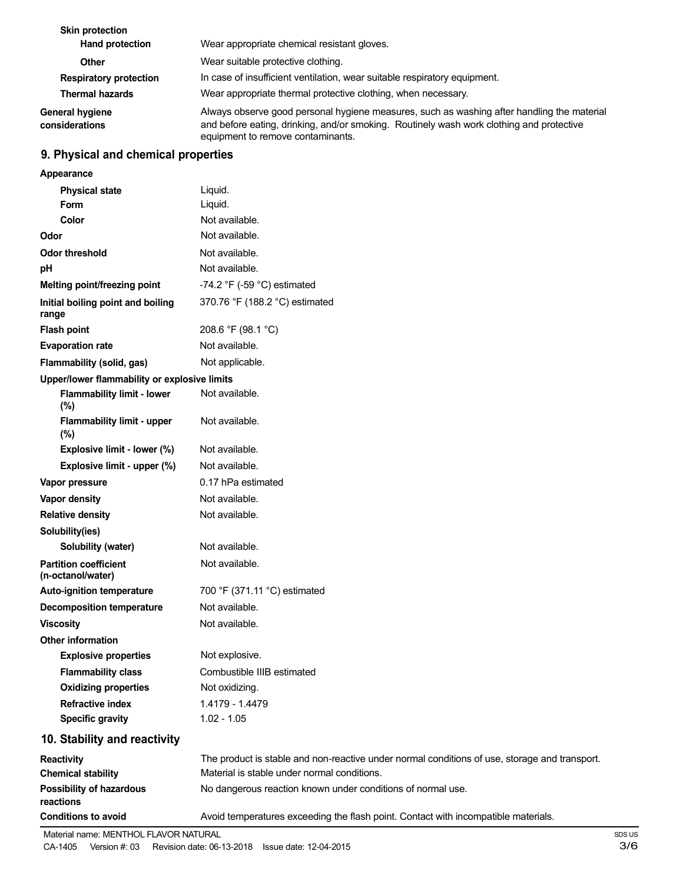| | |
|---|---|
| **Skin protection** | |
| **Hand protection** | Wear appropriate chemical resistant gloves. |
| **Other** | Wear suitable protective clothing. |
| **Respiratory protection** | In case of insufficient ventilation, wear suitable respiratory equipment. |
| **Thermal hazards** | Wear appropriate thermal protective clothing, when necessary. |
| **General hygiene considerations** | Always observe good personal hygiene measures, such as washing after handling the material and before eating, drinking, and/or smoking. Routinely wash work clothing and protective equipment to remove contaminants. |

## 9. Physical and chemical properties

| | |
|---|---|
| **Appearance** | |
| **Physical state** | Liquid. |
| **Form** | Liquid. |
| **Color** | Not available. |
| **Odor** | Not available. |
| **Odor threshold** | Not available. |
| **pH** | Not available. |
| **Melting point/freezing point** | -74.2 °F (-59 °C) estimated |
| **Initial boiling point and boiling range** | 370.76 °F (188.2 °C) estimated |
| **Flash point** | 208.6 °F (98.1 °C) |
| **Evaporation rate** | Not available. |
| **Flammability (solid, gas)** | Not applicable. |
| **Upper/lower flammability or explosive limits** | |
| **Flammability limit - lower (%)** | Not available. |
| **Flammability limit - upper (%)** | Not available. |
| **Explosive limit - lower (%)** | Not available. |
| **Explosive limit - upper (%)** | Not available. |
| **Vapor pressure** | 0.17 hPa estimated |
| **Vapor density** | Not available. |
| **Relative density** | Not available. |
| **Solubility(ies)** | |
| **Solubility (water)** | Not available. |
| **Partition coefficient (n-octanol/water)** | Not available. |
| **Auto-ignition temperature** | 700 °F (371.11 °C) estimated |
| **Decomposition temperature** | Not available. |
| **Viscosity** | Not available. |
| **Other information** | |
| **Explosive properties** | Not explosive. |
| **Flammability class** | Combustible IIIB estimated |
| **Oxidizing properties** | Not oxidizing. |
| **Refractive index** | 1.4179 - 1.4479 |
| **Specific gravity** | 1.02 - 1.05 |

## 10. Stability and reactivity

| | |
|---|---|
| **Reactivity** | The product is stable and non-reactive under normal conditions of use, storage and transport. |
| **Chemical stability** | Material is stable under normal conditions. |
| **Possibility of hazardous reactions** | No dangerous reaction known under conditions of normal use. |
| **Conditions to avoid** | Avoid temperatures exceeding the flash point. Contact with incompatible materials. |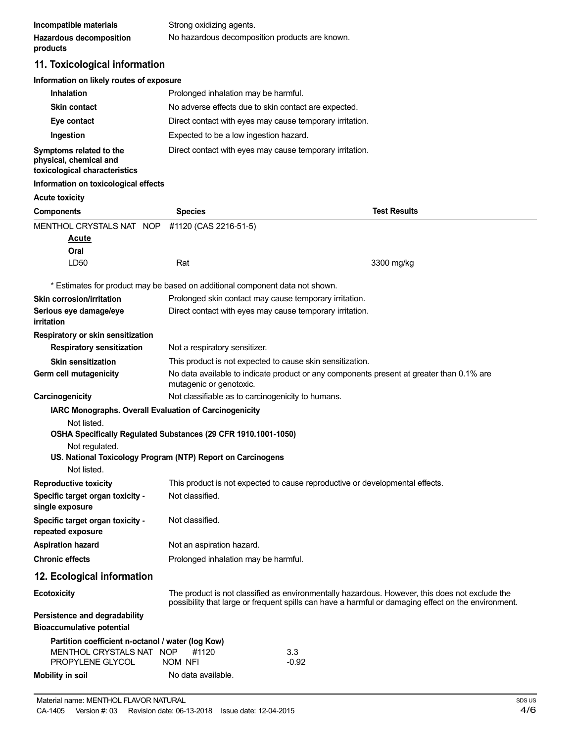**Incompatible materials** Strong oxidizing agents.

**Hazardous decomposition products** No hazardous decomposition products are known.

## 11. Toxicological information

**Information on likely routes of exposure**

**Inhalation** Prolonged inhalation may be harmful.

**Skin contact** No adverse effects due to skin contact are expected.

**Eye contact** Direct contact with eyes may cause temporary irritation.

**Ingestion** Expected to be a low ingestion hazard.

**Symptoms related to the physical, chemical and toxicological characteristics** Direct contact with eyes may cause temporary irritation.

**Information on toxicological effects**

**Acute toxicity**

| Components | Species | Test Results |
|---|---|---|
| MENTHOL CRYSTALS NAT NOP #1120 (CAS 2216-51-5) | | |
| **Acute** | | |
| **Oral** | | |
| LD50 | Rat | 3300 mg/kg |

\* Estimates for product may be based on additional component data not shown.

**Skin corrosion/irritation** Prolonged skin contact may cause temporary irritation.

**Serious eye damage/eye irritation** Direct contact with eyes may cause temporary irritation.

**Respiratory or skin sensitization**

**Respiratory sensitization** Not a respiratory sensitizer.

**Skin sensitization** This product is not expected to cause skin sensitization.

**Germ cell mutagenicity** No data available to indicate product or any components present at greater than 0.1% are mutagenic or genotoxic.

**Carcinogenicity** Not classifiable as to carcinogenicity to humans.

**IARC Monographs. Overall Evaluation of Carcinogenicity**

Not listed.

**OSHA Specifically Regulated Substances (29 CFR 1910.1001-1050)**

Not regulated.

**US. National Toxicology Program (NTP) Report on Carcinogens**

Not listed.

**Reproductive toxicity** This product is not expected to cause reproductive or developmental effects.

**Specific target organ toxicity - single exposure** Not classified.

**Specific target organ toxicity - repeated exposure** Not classified.

**Aspiration hazard** Not an aspiration hazard.

**Chronic effects** Prolonged inhalation may be harmful.

## 12. Ecological information

**Ecotoxicity** The product is not classified as environmentally hazardous. However, this does not exclude the possibility that large or frequent spills can have a harmful or damaging effect on the environment.

**Persistence and degradability**

**Bioaccumulative potential**

**Partition coefficient n-octanol / water (log Kow)**

| | |
|---|---|
| MENTHOL CRYSTALS NAT NOP #1120 | 3.3 |
| PROPYLENE GLYCOL NOM NFI | -0.92 |

**Mobility in soil** No data available.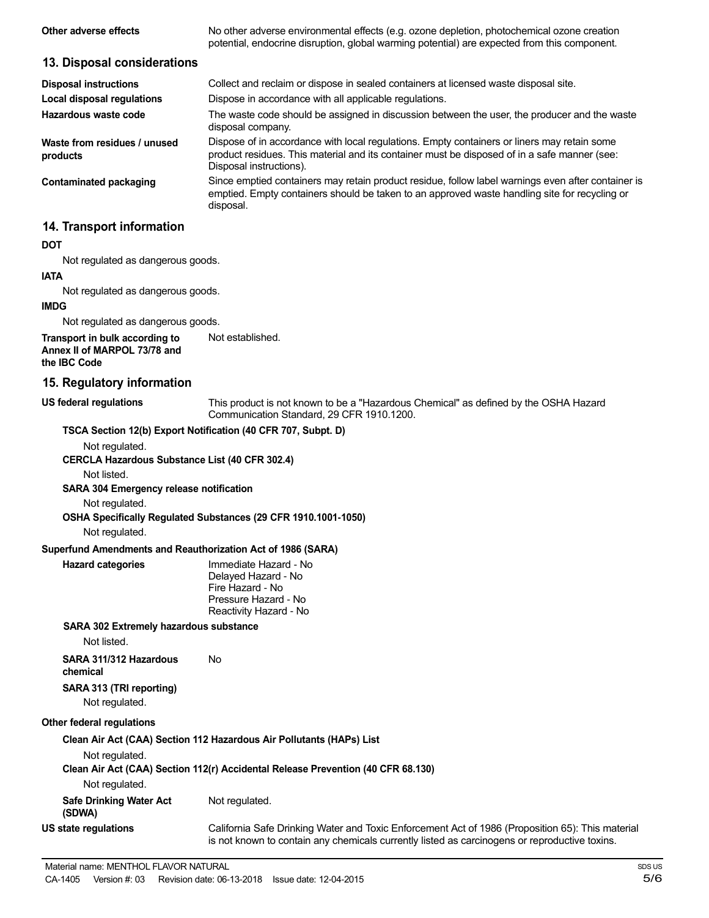**Other adverse effects** No other adverse environmental effects (e.g. ozone depletion, photochemical ozone creation potential, endocrine disruption, global warming potential) are expected from this component.

## 13. Disposal considerations

**Disposal instructions** Collect and reclaim or dispose in sealed containers at licensed waste disposal site.

**Local disposal regulations** Dispose in accordance with all applicable regulations.

**Hazardous waste code** The waste code should be assigned in discussion between the user, the producer and the waste disposal company.

**Waste from residues / unused products** Dispose of in accordance with local regulations. Empty containers or liners may retain some product residues. This material and its container must be disposed of in a safe manner (see: Disposal instructions).

**Contaminated packaging** Since emptied containers may retain product residue, follow label warnings even after container is emptied. Empty containers should be taken to an approved waste handling site for recycling or disposal.

## 14. Transport information

**DOT**

Not regulated as dangerous goods.

**IATA**

Not regulated as dangerous goods.

**IMDG**

Not regulated as dangerous goods.

**Transport in bulk according to Annex II of MARPOL 73/78 and the IBC Code** Not established.

## 15. Regulatory information

**US federal regulations** This product is not known to be a "Hazardous Chemical" as defined by the OSHA Hazard Communication Standard, 29 CFR 1910.1200.

**TSCA Section 12(b) Export Notification (40 CFR 707, Subpt. D)**

Not regulated.

**CERCLA Hazardous Substance List (40 CFR 302.4)**

Not listed.

**SARA 304 Emergency release notification**

Not regulated.

**OSHA Specifically Regulated Substances (29 CFR 1910.1001-1050)**

Not regulated.

**Superfund Amendments and Reauthorization Act of 1986 (SARA)**

**Hazard categories**

Immediate Hazard - No
Delayed Hazard - No
Fire Hazard - No
Pressure Hazard - No
Reactivity Hazard - No

**SARA 302 Extremely hazardous substance**

Not listed.

**SARA 311/312 Hazardous chemical** No

**SARA 313 (TRI reporting)**

Not regulated.

**Other federal regulations**

**Clean Air Act (CAA) Section 112 Hazardous Air Pollutants (HAPs) List**

Not regulated.

**Clean Air Act (CAA) Section 112(r) Accidental Release Prevention (40 CFR 68.130)**

Not regulated.

**Safe Drinking Water Act (SDWA)** Not regulated.

**US state regulations** California Safe Drinking Water and Toxic Enforcement Act of 1986 (Proposition 65): This material is not known to contain any chemicals currently listed as carcinogens or reproductive toxins.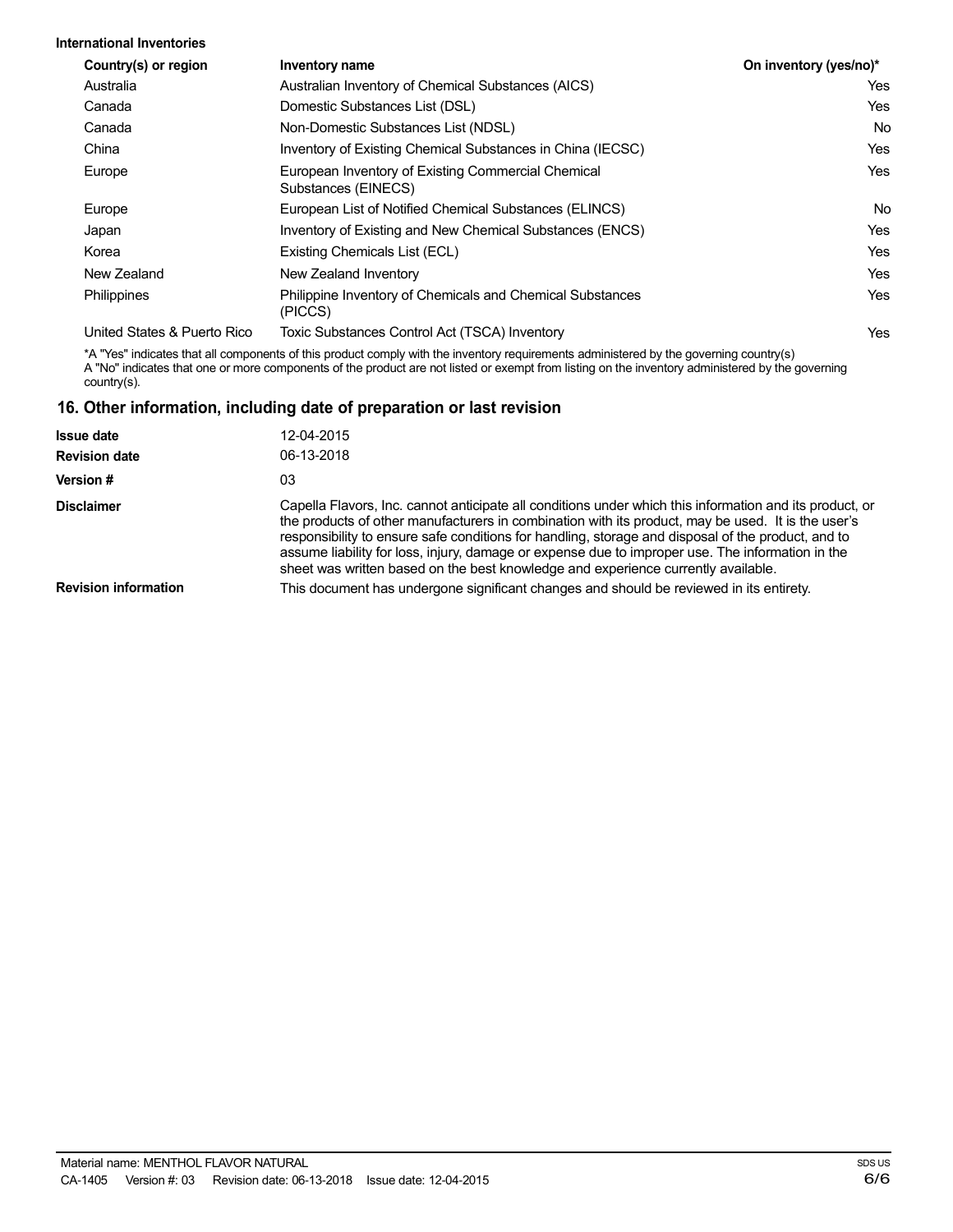**International Inventories**

| Country(s) or region | Inventory name | On inventory (yes/no)* |
|---|---|---|
| Australia | Australian Inventory of Chemical Substances (AICS) | Yes |
| Canada | Domestic Substances List (DSL) | Yes |
| Canada | Non-Domestic Substances List (NDSL) | No |
| China | Inventory of Existing Chemical Substances in China (IECSC) | Yes |
| Europe | European Inventory of Existing Commercial Chemical Substances (EINECS) | Yes |
| Europe | European List of Notified Chemical Substances (ELINCS) | No |
| Japan | Inventory of Existing and New Chemical Substances (ENCS) | Yes |
| Korea | Existing Chemicals List (ECL) | Yes |
| New Zealand | New Zealand Inventory | Yes |
| Philippines | Philippine Inventory of Chemicals and Chemical Substances (PICCS) | Yes |
| United States & Puerto Rico | Toxic Substances Control Act (TSCA) Inventory | Yes |

*A "Yes" indicates that all components of this product comply with the inventory requirements administered by the governing country(s)
A "No" indicates that one or more components of the product are not listed or exempt from listing on the inventory administered by the governing country(s).

## 16. Other information, including date of preparation or last revision

**Issue date** 12-04-2015

**Revision date** 06-13-2018

**Version #** 03

**Disclaimer** Capella Flavors, Inc. cannot anticipate all conditions under which this information and its product, or the products of other manufacturers in combination with its product, may be used. It is the user's responsibility to ensure safe conditions for handling, storage and disposal of the product, and to assume liability for loss, injury, damage or expense due to improper use. The information in the sheet was written based on the best knowledge and experience currently available.

**Revision information** This document has undergone significant changes and should be reviewed in its entirety.